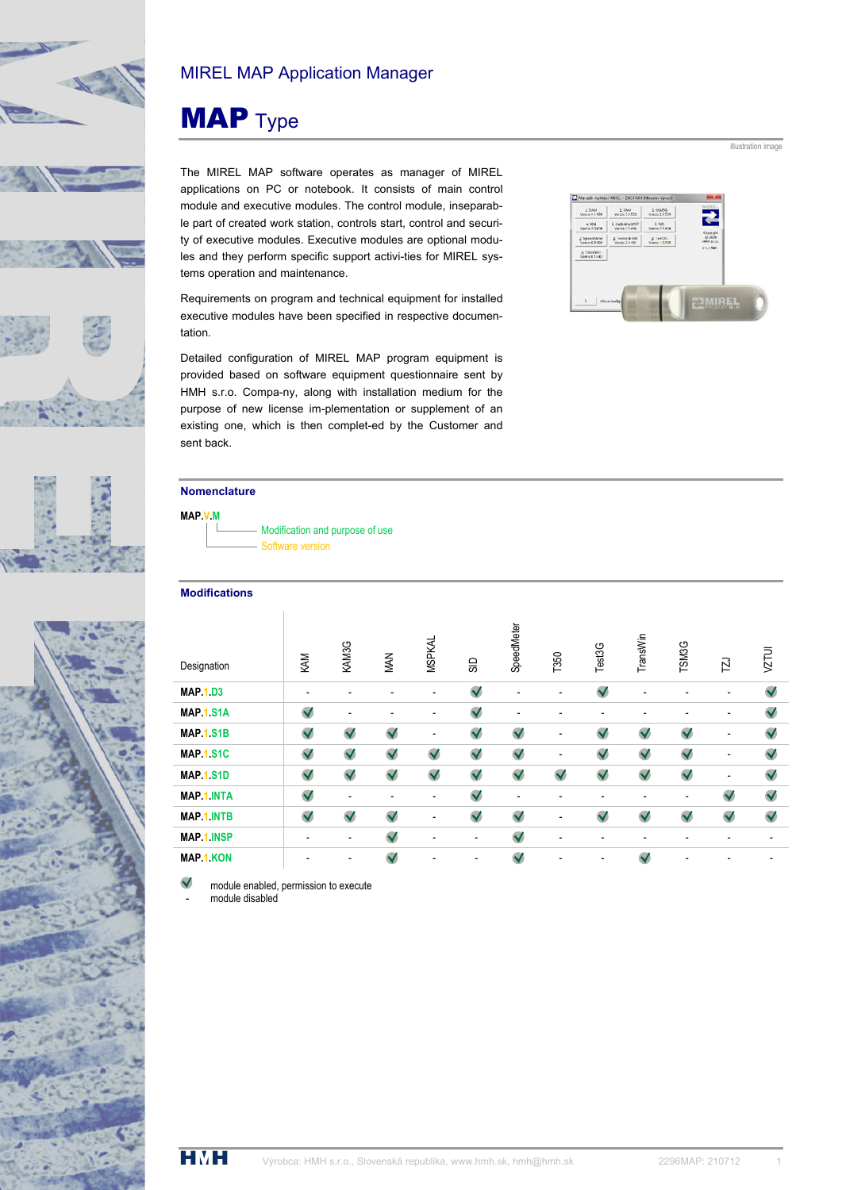# MIREL MAP Application Manager

## MAP Type

illustration image

The MIREL MAP software operates as manager of MIREL applications on PC or notebook. It consists of main control module and executive modules. The control module, inseparable part of created work station, controls start, control and security of executive modules. Executive modules are optional modules and they perform specific support activi-ties for MIREL systems operation and maintenance.

Requirements on program and technical equipment for installed executive modules have been specified in respective documentation.

Detailed configuration of MIREL MAP program equipment is provided based on software equipment questionnaire sent by HMH s.r.o. Compa-ny, along with installation medium for the purpose of new license im-plementation or supplement of an existing one, which is then complet-ed by the Customer and sent back.

### Nomenclature

**MAP.V.M**

- M – Modification and purpose of use
- V – Software version

### Modifications

| Designation | KAM | KAM3G | MAN | MSPKAL | SID | SpeedMeter | T350 | Test3G | TransWin | TSM3G | TZJ | VZTUI |
|---|---|---|---|---|---|---|---|---|---|---|---|---|
| **MAP.1.D3** | - | - | - | - | ✓ | - | - | ✓ | - | - | - | ✓ |
| **MAP.1.S1A** | ✓ | - | - | - | ✓ | - | - | - | - | - | - | ✓ |
| **MAP.1.S1B** | ✓ | ✓ | ✓ | - | ✓ | ✓ | - | ✓ | ✓ | ✓ | - | ✓ |
| **MAP.1.S1C** | ✓ | ✓ | ✓ | ✓ | ✓ | ✓ | - | ✓ | ✓ | ✓ | - | ✓ |
| **MAP.1.S1D** | ✓ | ✓ | ✓ | ✓ | ✓ | ✓ | ✓ | ✓ | ✓ | ✓ | - | ✓ |
| **MAP.1.INTA** | ✓ | - | - | - | ✓ | - | - | - | - | - | ✓ | ✓ |
| **MAP.1.INTB** | ✓ | ✓ | ✓ | - | ✓ | ✓ | - | ✓ | ✓ | ✓ | ✓ | ✓ |
| **MAP.1.INSP** | - | - | ✓ | - | - | ✓ | - | - | - | - | - | - |
| **MAP.1.KON** | - | - | ✓ | - | - | ✓ | - | - | ✓ | - | - | - |

✓ module enabled, permission to execute
\- module disabled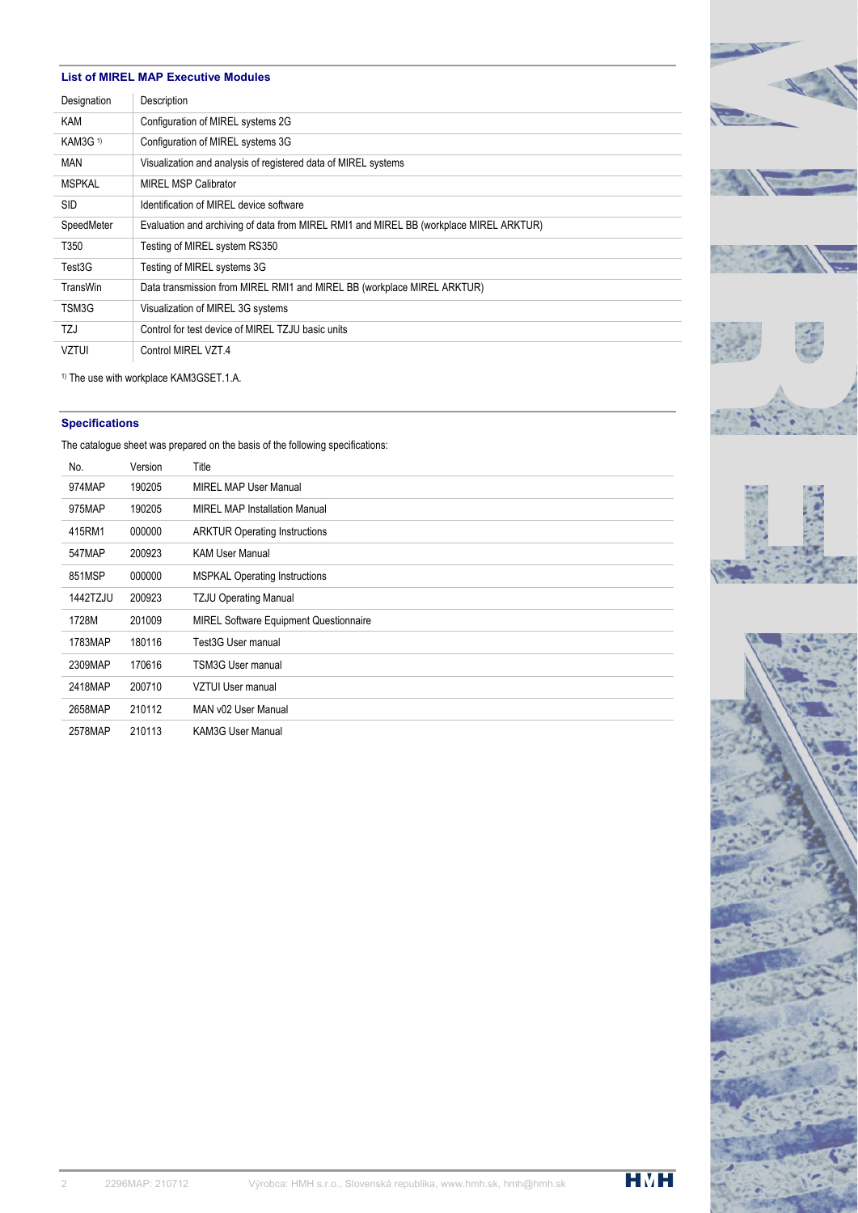## List of MIREL MAP Executive Modules

| Designation | Description |
|---|---|
| KAM | Configuration of MIREL systems 2G |
| KAM3G [1] | Configuration of MIREL systems 3G |
| MAN | Visualization and analysis of registered data of MIREL systems |
| MSPKAL | MIREL MSP Calibrator |
| SID | Identification of MIREL device software |
| SpeedMeter | Evaluation and archiving of data from MIREL RMI1 and MIREL BB (workplace MIREL ARKTUR) |
| T350 | Testing of MIREL system RS350 |
| Test3G | Testing of MIREL systems 3G |
| TransWin | Data transmission from MIREL RMI1 and MIREL BB (workplace MIREL ARKTUR) |
| TSM3G | Visualization of MIREL 3G systems |
| TZJ | Control for test device of MIREL TZJU basic units |
| VZTUI | Control MIREL VZT.4 |

[1] The use with workplace KAM3GSET.1.A.

## Specifications

The catalogue sheet was prepared on the basis of the following specifications:

| No. | Version | Title |
|---|---|---|
| 974MAP | 190205 | MIREL MAP User Manual |
| 975MAP | 190205 | MIREL MAP Installation Manual |
| 415RM1 | 000000 | ARKTUR Operating Instructions |
| 547MAP | 200923 | KAM User Manual |
| 851MSP | 000000 | MSPKAL Operating Instructions |
| 1442TZJU | 200923 | TZJU Operating Manual |
| 1728M | 201009 | MIREL Software Equipment Questionnaire |
| 1783MAP | 180116 | Test3G User manual |
| 2309MAP | 170616 | TSM3G User manual |
| 2418MAP | 200710 | VZTUI User manual |
| 2658MAP | 210112 | MAN v02 User Manual |
| 2578MAP | 210113 | KAM3G User Manual |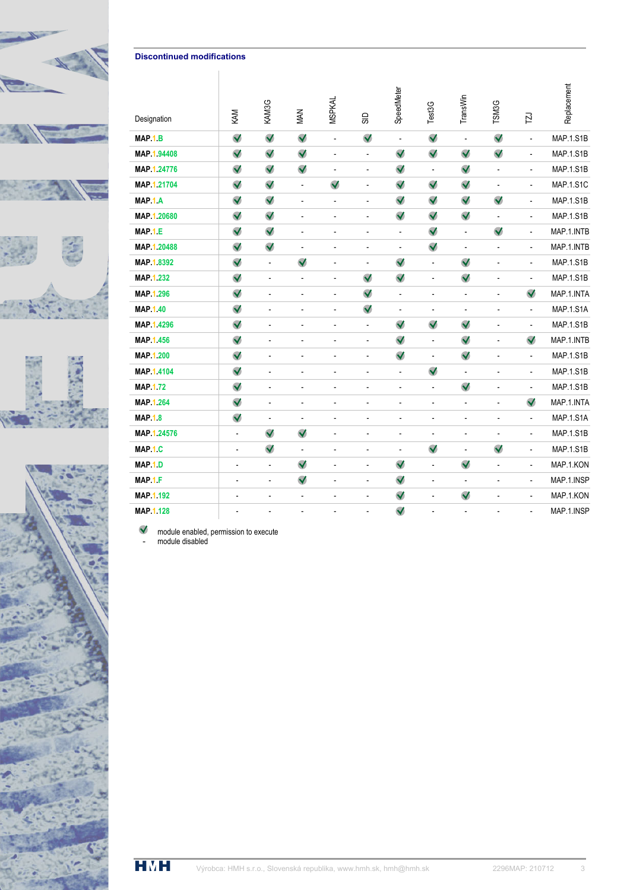### Discontinued modifications

| Designation | KAM | KAM3G | MAN | MSPKAL | SID | SpeedMeter | Test3G | TransWin | TSM3G | TZJ | Replacement |
|---|---|---|---|---|---|---|---|---|---|---|---|
| **MAP.1.B** | ✓ | ✓ | ✓ | - | ✓ | - | ✓ | - | ✓ | - | MAP.1.S1B |
| **MAP.1.94408** | ✓ | ✓ | ✓ | - | - | ✓ | ✓ | ✓ | ✓ | - | MAP.1.S1B |
| **MAP.1.24776** | ✓ | ✓ | ✓ | - | - | ✓ | - | ✓ | - | - | MAP.1.S1B |
| **MAP.1.21704** | ✓ | ✓ | - | ✓ | - | ✓ | ✓ | ✓ | - | - | MAP.1.S1C |
| **MAP.1.A** | ✓ | ✓ | - | - | - | ✓ | ✓ | ✓ | ✓ | - | MAP.1.S1B |
| **MAP.1.20680** | ✓ | ✓ | - | - | - | ✓ | ✓ | ✓ | - | - | MAP.1.S1B |
| **MAP.1.E** | ✓ | ✓ | - | - | - | - | ✓ | - | ✓ | - | MAP.1.INTB |
| **MAP.1.20488** | ✓ | ✓ | - | - | - | - | ✓ | - | - | - | MAP.1.INTB |
| **MAP.1.8392** | ✓ | - | ✓ | - | - | ✓ | - | ✓ | - | - | MAP.1.S1B |
| **MAP.1.232** | ✓ | - | - | - | ✓ | ✓ | - | ✓ | - | - | MAP.1.S1B |
| **MAP.1.296** | ✓ | - | - | - | ✓ | - | - | - | - | ✓ | MAP.1.INTA |
| **MAP.1.40** | ✓ | - | - | - | ✓ | - | - | - | - | - | MAP.1.S1A |
| **MAP.1.4296** | ✓ | - | - | - | - | ✓ | ✓ | ✓ | - | - | MAP.1.S1B |
| **MAP.1.456** | ✓ | - | - | - | - | ✓ | - | ✓ | - | ✓ | MAP.1.INTB |
| **MAP.1.200** | ✓ | - | - | - | - | ✓ | - | ✓ | - | - | MAP.1.S1B |
| **MAP.1.4104** | ✓ | - | - | - | - | - | ✓ | - | - | - | MAP.1.S1B |
| **MAP.1.72** | ✓ | - | - | - | - | - | - | ✓ | - | - | MAP.1.S1B |
| **MAP.1.264** | ✓ | - | - | - | - | - | - | - | - | ✓ | MAP.1.INTA |
| **MAP.1.8** | ✓ | - | - | - | - | - | - | - | - | - | MAP.1.S1A |
| **MAP.1.24576** | - | ✓ | ✓ | - | - | - | - | - | - | - | MAP.1.S1B |
| **MAP.1.C** | - | ✓ | - | - | - | - | ✓ | - | ✓ | - | MAP.1.S1B |
| **MAP.1.D** | - | - | ✓ | - | - | ✓ | - | ✓ | - | - | MAP.1.KON |
| **MAP.1.F** | - | - | ✓ | - | - | ✓ | - | - | - | - | MAP.1.INSP |
| **MAP.1.192** | - | - | - | - | - | ✓ | - | ✓ | - | - | MAP.1.KON |
| **MAP.1.128** | - | - | - | - | - | ✓ | - | - | - | - | MAP.1.INSP |

✓ module enabled, permission to execute
\- module disabled